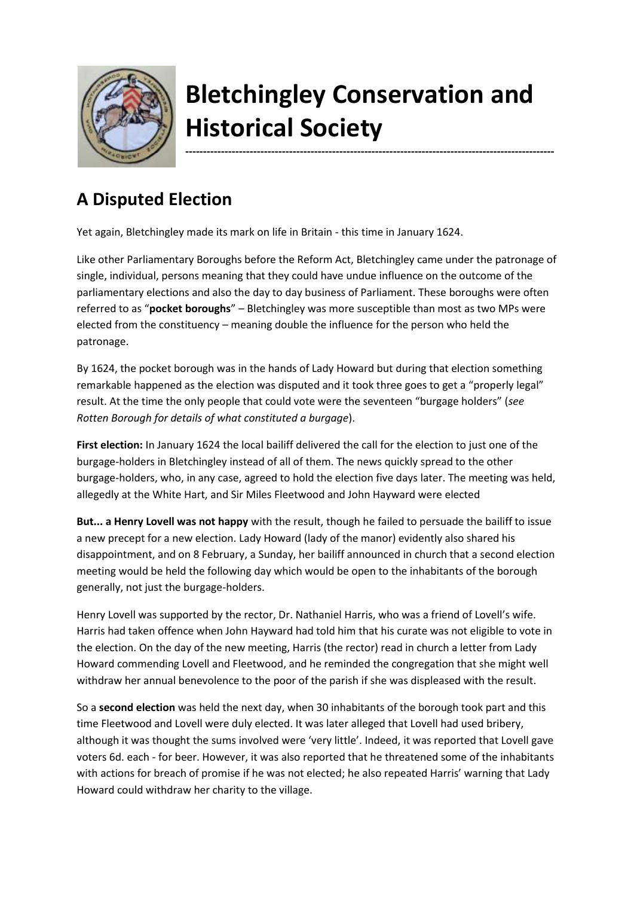# Bletchingley Conservation and Historical Society

## A Disputed Election

Yet again, Bletchingley made its mark on life in Britain - this time in January 1624.

Like other Parliamentary Boroughs before the Reform Act, Bletchingley came under the patronage of single, individual, persons meaning that they could have undue influence on the outcome of the parliamentary elections and also the day to day business of Parliament. These boroughs were often referred to as "**pocket boroughs**" – Bletchingley was more susceptible than most as two MPs were elected from the constituency – meaning double the influence for the person who held the patronage.

By 1624, the pocket borough was in the hands of Lady Howard but during that election something remarkable happened as the election was disputed and it took three goes to get a "properly legal" result. At the time the only people that could vote were the seventeen "burgage holders" (*see Rotten Borough for details of what constituted a burgage*).

**First election:** In January 1624 the local bailiff delivered the call for the election to just one of the burgage-holders in Bletchingley instead of all of them. The news quickly spread to the other burgage-holders, who, in any case, agreed to hold the election five days later. The meeting was held, allegedly at the White Hart, and Sir Miles Fleetwood and John Hayward were elected

**But... a Henry Lovell was not happy** with the result, though he failed to persuade the bailiff to issue a new precept for a new election. Lady Howard (lady of the manor) evidently also shared his disappointment, and on 8 February, a Sunday, her bailiff announced in church that a second election meeting would be held the following day which would be open to the inhabitants of the borough generally, not just the burgage-holders.

Henry Lovell was supported by the rector, Dr. Nathaniel Harris, who was a friend of Lovell's wife. Harris had taken offence when John Hayward had told him that his curate was not eligible to vote in the election. On the day of the new meeting, Harris (the rector) read in church a letter from Lady Howard commending Lovell and Fleetwood, and he reminded the congregation that she might well withdraw her annual benevolence to the poor of the parish if she was displeased with the result.

So a **second election** was held the next day, when 30 inhabitants of the borough took part and this time Fleetwood and Lovell were duly elected. It was later alleged that Lovell had used bribery, although it was thought the sums involved were 'very little'. Indeed, it was reported that Lovell gave voters 6d. each - for beer. However, it was also reported that he threatened some of the inhabitants with actions for breach of promise if he was not elected; he also repeated Harris' warning that Lady Howard could withdraw her charity to the village.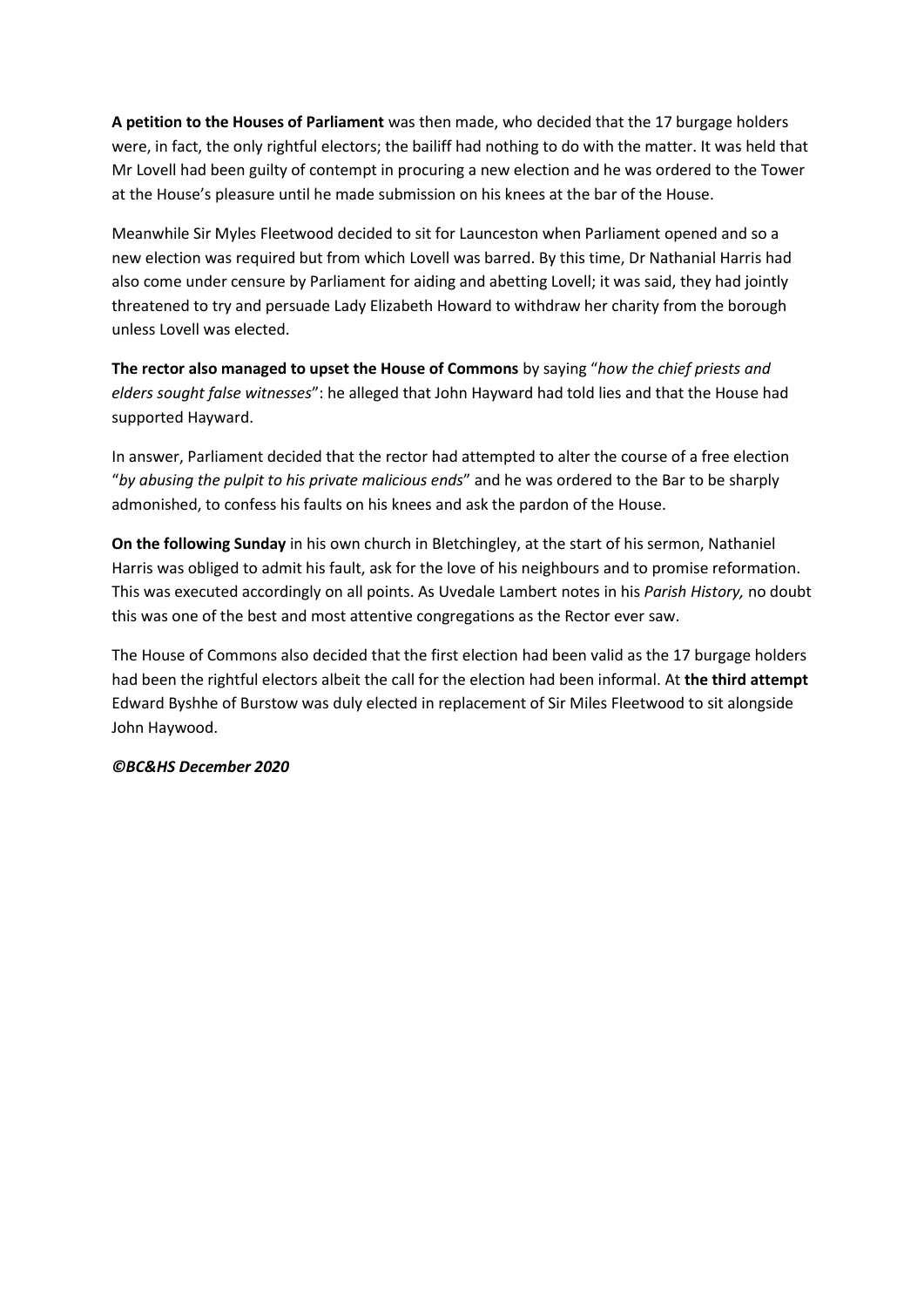**A petition to the Houses of Parliament** was then made, who decided that the 17 burgage holders were, in fact, the only rightful electors; the bailiff had nothing to do with the matter. It was held that Mr Lovell had been guilty of contempt in procuring a new election and he was ordered to the Tower at the House's pleasure until he made submission on his knees at the bar of the House.

Meanwhile Sir Myles Fleetwood decided to sit for Launceston when Parliament opened and so a new election was required but from which Lovell was barred. By this time, Dr Nathanial Harris had also come under censure by Parliament for aiding and abetting Lovell; it was said, they had jointly threatened to try and persuade Lady Elizabeth Howard to withdraw her charity from the borough unless Lovell was elected.

**The rector also managed to upset the House of Commons** by saying "*how the chief priests and elders sought false witnesses*": he alleged that John Hayward had told lies and that the House had supported Hayward.

In answer, Parliament decided that the rector had attempted to alter the course of a free election "*by abusing the pulpit to his private malicious ends*" and he was ordered to the Bar to be sharply admonished, to confess his faults on his knees and ask the pardon of the House.

**On the following Sunday** in his own church in Bletchingley, at the start of his sermon, Nathaniel Harris was obliged to admit his fault, ask for the love of his neighbours and to promise reformation. This was executed accordingly on all points. As Uvedale Lambert notes in his *Parish History,* no doubt this was one of the best and most attentive congregations as the Rector ever saw.

The House of Commons also decided that the first election had been valid as the 17 burgage holders had been the rightful electors albeit the call for the election had been informal. At **the third attempt** Edward Byshhe of Burstow was duly elected in replacement of Sir Miles Fleetwood to sit alongside John Haywood.

***©BC&HS December 2020***